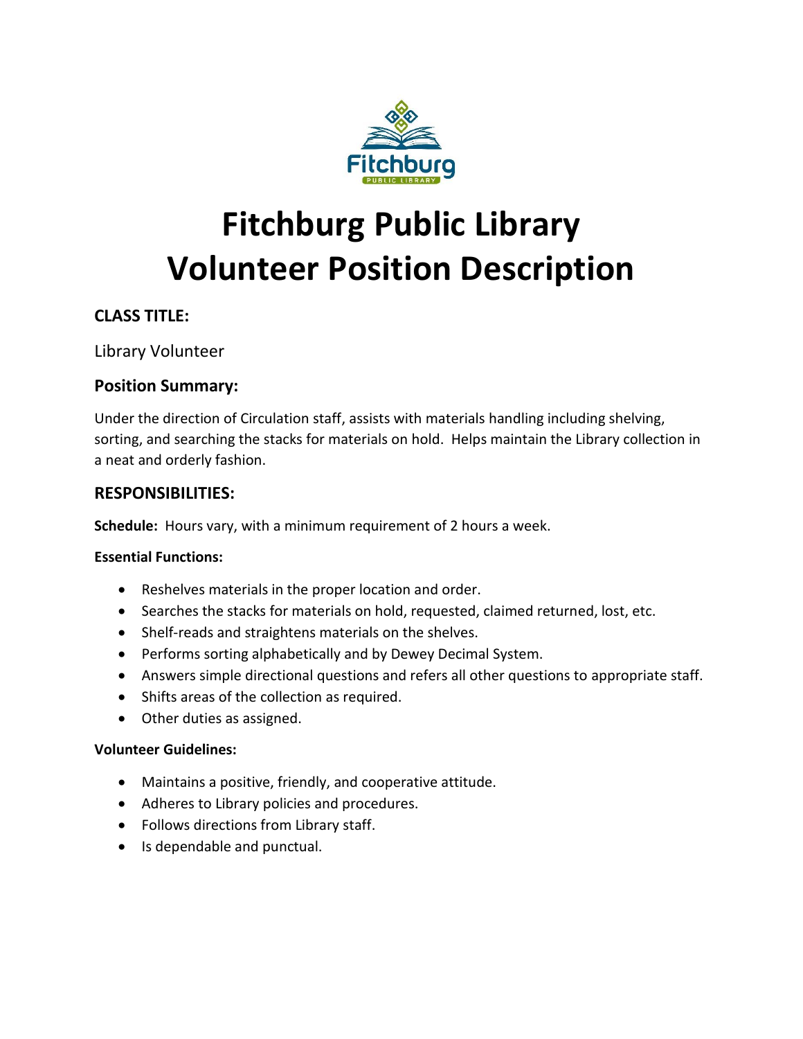# Fitchburg Public Library
# Volunteer Position Description

### CLASS TITLE:

Library Volunteer

### Position Summary:

Under the direction of Circulation staff, assists with materials handling including shelving, sorting, and searching the stacks for materials on hold. Helps maintain the Library collection in a neat and orderly fashion.

### RESPONSIBILITIES:

**Schedule:** Hours vary, with a minimum requirement of 2 hours a week.

**Essential Functions:**

- Reshelves materials in the proper location and order.
- Searches the stacks for materials on hold, requested, claimed returned, lost, etc.
- Shelf-reads and straightens materials on the shelves.
- Performs sorting alphabetically and by Dewey Decimal System.
- Answers simple directional questions and refers all other questions to appropriate staff.
- Shifts areas of the collection as required.
- Other duties as assigned.

**Volunteer Guidelines:**

- Maintains a positive, friendly, and cooperative attitude.
- Adheres to Library policies and procedures.
- Follows directions from Library staff.
- Is dependable and punctual.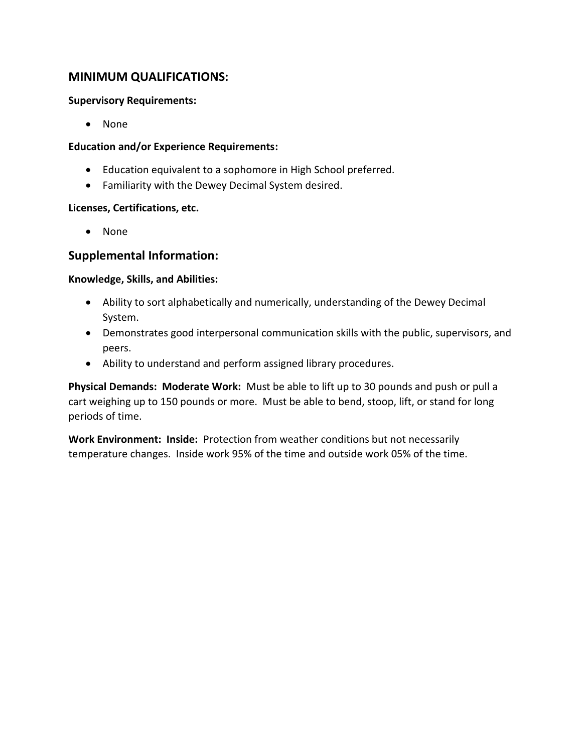## MINIMUM QUALIFICATIONS:

**Supervisory Requirements:**

- None

**Education and/or Experience Requirements:**

- Education equivalent to a sophomore in High School preferred.
- Familiarity with the Dewey Decimal System desired.

**Licenses, Certifications, etc.**

- None

## Supplemental Information:

**Knowledge, Skills, and Abilities:**

- Ability to sort alphabetically and numerically, understanding of the Dewey Decimal System.
- Demonstrates good interpersonal communication skills with the public, supervisors, and peers.
- Ability to understand and perform assigned library procedures.

**Physical Demands: Moderate Work:** Must be able to lift up to 30 pounds and push or pull a cart weighing up to 150 pounds or more. Must be able to bend, stoop, lift, or stand for long periods of time.

**Work Environment: Inside:** Protection from weather conditions but not necessarily temperature changes. Inside work 95% of the time and outside work 05% of the time.